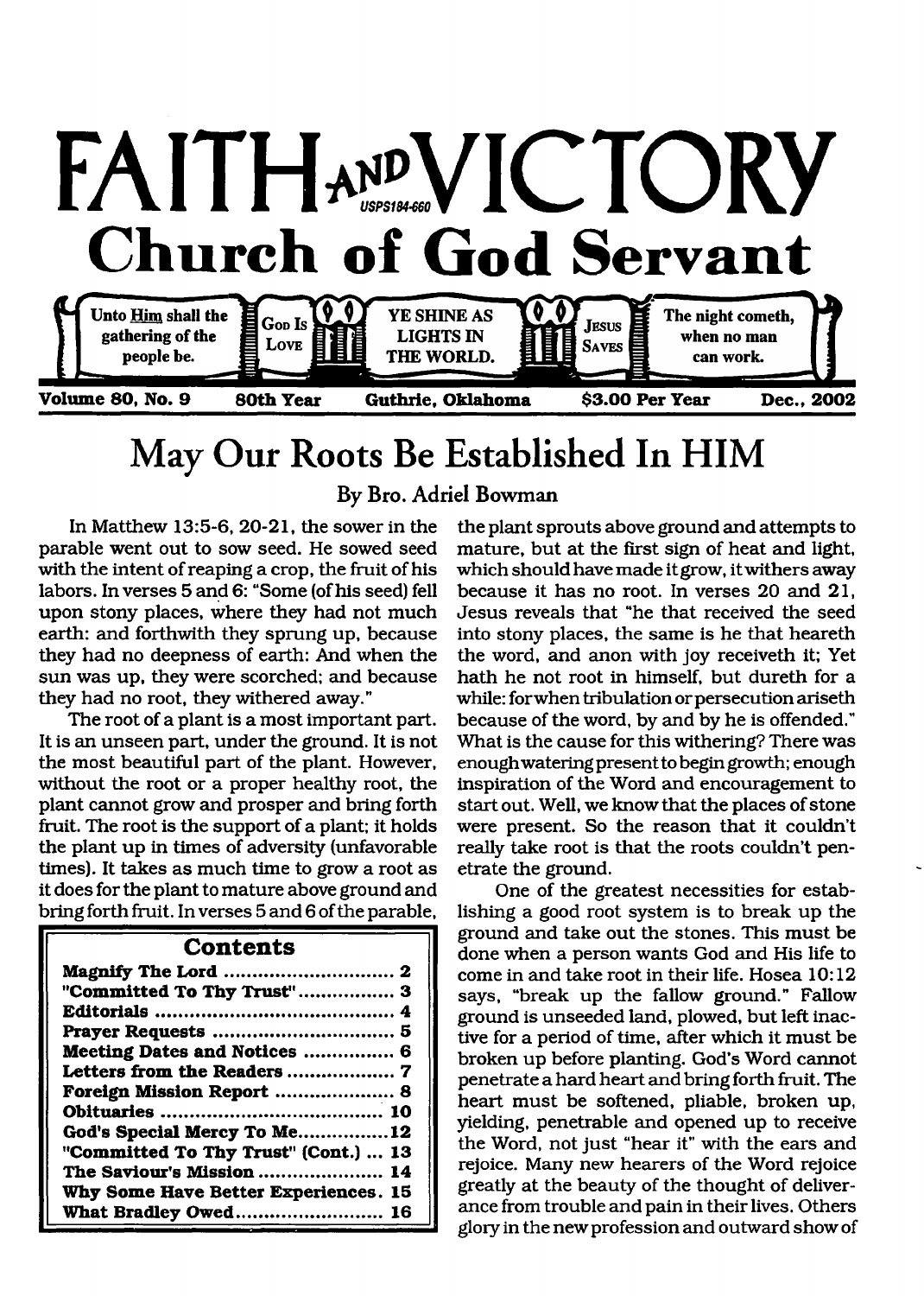# FAITH AND VICTORY

USPS184-660

## Church of God Servant

Unto Him shall the gathering of the people be. | God Is Love | YE SHINE AS LIGHTS IN THE WORLD. | Jesus Saves | The night cometh, when no man can work.

**Volume 80, No. 9** **80th Year** **Guthrie, Oklahoma** **$3.00 Per Year** **Dec., 2002**

# May Our Roots Be Established In HIM

By Bro. Adriel Bowman

In Matthew 13:5-6, 20-21, the sower in the parable went out to sow seed. He sowed seed with the intent of reaping a crop, the fruit of his labors. In verses 5 and 6: "Some (of his seed) fell upon stony places, where they had not much earth: and forthwith they sprung up, because they had no deepness of earth: And when the sun was up, they were scorched; and because they had no root, they withered away."

The root of a plant is a most important part. It is an unseen part, under the ground. It is not the most beautiful part of the plant. However, without the root or a proper healthy root, the plant cannot grow and prosper and bring forth fruit. The root is the support of a plant; it holds the plant up in times of adversity (unfavorable times). It takes as much time to grow a root as it does for the plant to mature above ground and bring forth fruit. In verses 5 and 6 of the parable, the plant sprouts above ground and attempts to mature, but at the first sign of heat and light, which should have made it grow, it withers away because it has no root. In verses 20 and 21, Jesus reveals that "he that received the seed into stony places, the same is he that heareth the word, and anon with joy receiveth it; Yet hath he not root in himself, but dureth for a while: for when tribulation or persecution ariseth because of the word, by and by he is offended." What is the cause for this withering? There was enough watering present to begin growth; enough inspiration of the Word and encouragement to start out. Well, we know that the places of stone were present. So the reason that it couldn't really take root is that the roots couldn't penetrate the ground.

One of the greatest necessities for establishing a good root system is to break up the ground and take out the stones. This must be done when a person wants God and His life to come in and take root in their life. Hosea 10:12 says, "break up the fallow ground." Fallow ground is unseeded land, plowed, but left inactive for a period of time, after which it must be broken up before planting. God's Word cannot penetrate a hard heart and bring forth fruit. The heart must be softened, pliable, broken up, yielding, penetrable and opened up to receive the Word, not just "hear it" with the ears and rejoice. Many new hearers of the Word rejoice greatly at the beauty of the thought of deliverance from trouble and pain in their lives. Others glory in the new profession and outward show of

### Contents

| | |
|---|---|
| Magnify The Lord | 2 |
| "Committed To Thy Trust" | 3 |
| Editorials | 4 |
| Prayer Requests | 5 |
| Meeting Dates and Notices | 6 |
| Letters from the Readers | 7 |
| Foreign Mission Report | 8 |
| Obituaries | 10 |
| God's Special Mercy To Me | 12 |
| "Committed To Thy Trust" (Cont.) | 13 |
| The Saviour's Mission | 14 |
| Why Some Have Better Experiences | 15 |
| What Bradley Owed | 16 |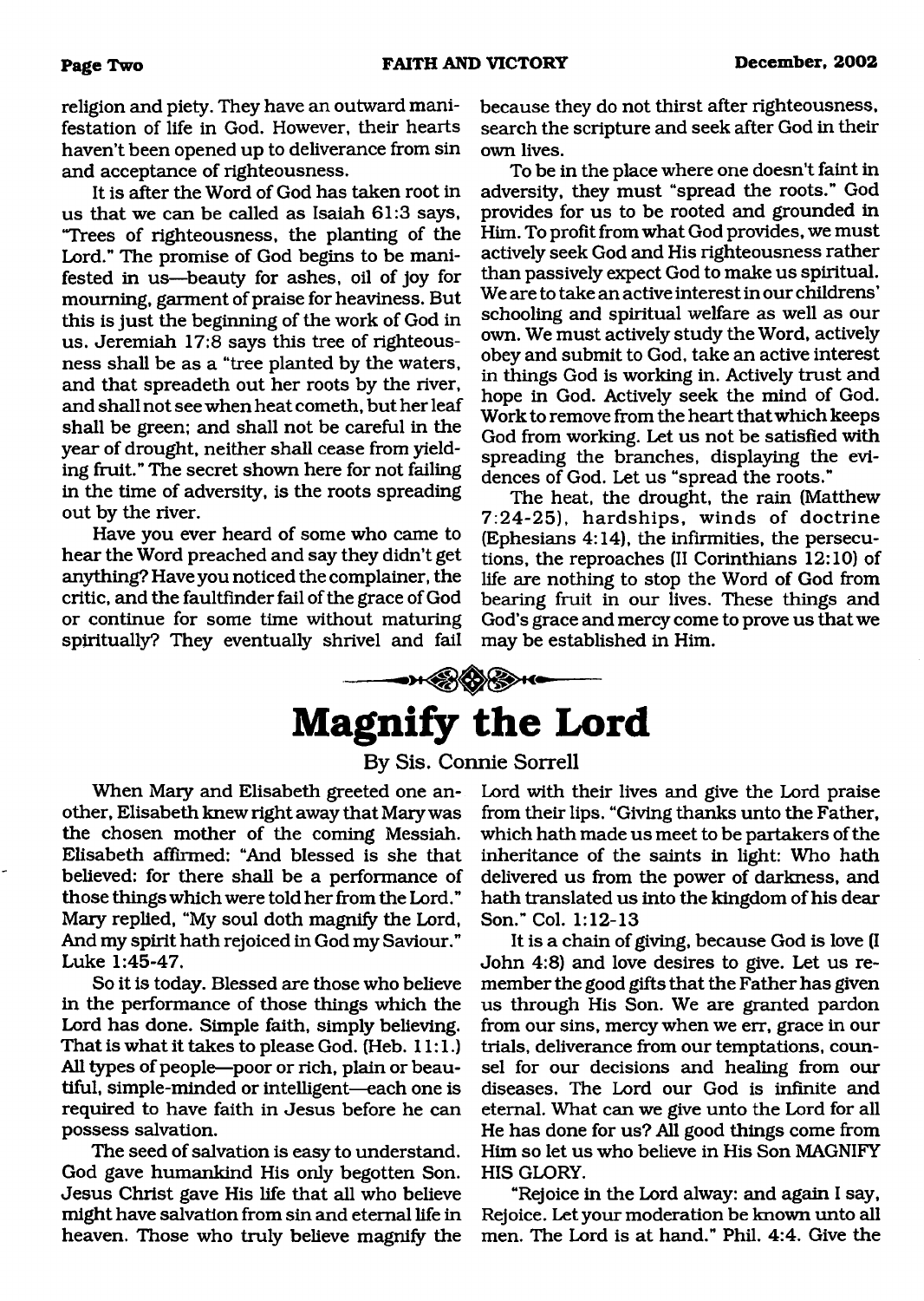religion and piety. They have an outward manifestation of life in God. However, their hearts haven't been opened up to deliverance from sin and acceptance of righteousness.

It is after the Word of God has taken root in us that we can be called as Isaiah 61:3 says, "Trees of righteousness, the planting of the Lord." The promise of God begins to be manifested in us—beauty for ashes, oil of joy for mourning, garment of praise for heaviness. But this is just the beginning of the work of God in us. Jeremiah 17:8 says this tree of righteousness shall be as a "tree planted by the waters, and that spreadeth out her roots by the river, and shall not see when heat cometh, but her leaf shall be green; and shall not be careful in the year of drought, neither shall cease from yielding fruit." The secret shown here for not failing in the time of adversity, is the roots spreading out by the river.

Have you ever heard of some who came to hear the Word preached and say they didn't get anything? Have you noticed the complainer, the critic, and the faultfinder fail of the grace of God or continue for some time without maturing spiritually? They eventually shrivel and fail because they do not thirst after righteousness, search the scripture and seek after God in their own lives.

To be in the place where one doesn't faint in adversity, they must "spread the roots." God provides for us to be rooted and grounded in Him. To profit from what God provides, we must actively seek God and His righteousness rather than passively expect God to make us spiritual. We are to take an active interest in our childrens' schooling and spiritual welfare as well as our own. We must actively study the Word, actively obey and submit to God, take an active interest in things God is working in. Actively trust and hope in God. Actively seek the mind of God. Work to remove from the heart that which keeps God from working. Let us not be satisfied with spreading the branches, displaying the evidences of God. Let us "spread the roots."

The heat, the drought, the rain (Matthew 7:24-25), hardships, winds of doctrine (Ephesians 4:14), the infirmities, the persecutions, the reproaches (II Corinthians 12:10) of life are nothing to stop the Word of God from bearing fruit in our lives. These things and God's grace and mercy come to prove us that we may be established in Him.

# Magnify the Lord

By Sis. Connie Sorrell

When Mary and Elisabeth greeted one another, Elisabeth knew right away that Mary was the chosen mother of the coming Messiah. Elisabeth affirmed: "And blessed is she that believed: for there shall be a performance of those things which were told her from the Lord." Mary replied, "My soul doth magnify the Lord, And my spirit hath rejoiced in God my Saviour." Luke 1:45-47.

So it is today. Blessed are those who believe in the performance of those things which the Lord has done. Simple faith, simply believing. That is what it takes to please God. (Heb. 11:1.) All types of people—poor or rich, plain or beautiful, simple-minded or intelligent—each one is required to have faith in Jesus before he can possess salvation.

The seed of salvation is easy to understand. God gave humankind His only begotten Son. Jesus Christ gave His life that all who believe might have salvation from sin and eternal life in heaven. Those who truly believe magnify the Lord with their lives and give the Lord praise from their lips. "Giving thanks unto the Father, which hath made us meet to be partakers of the inheritance of the saints in light: Who hath delivered us from the power of darkness, and hath translated us into the kingdom of his dear Son." Col. 1:12-13

It is a chain of giving, because God is love (I John 4:8) and love desires to give. Let us remember the good gifts that the Father has given us through His Son. We are granted pardon from our sins, mercy when we err, grace in our trials, deliverance from our temptations, counsel for our decisions and healing from our diseases. The Lord our God is infinite and eternal. What can we give unto the Lord for all He has done for us? All good things come from Him so let us who believe in His Son MAGNIFY HIS GLORY.

"Rejoice in the Lord alway: and again I say, Rejoice. Let your moderation be known unto all men. The Lord is at hand." Phil. 4:4. Give the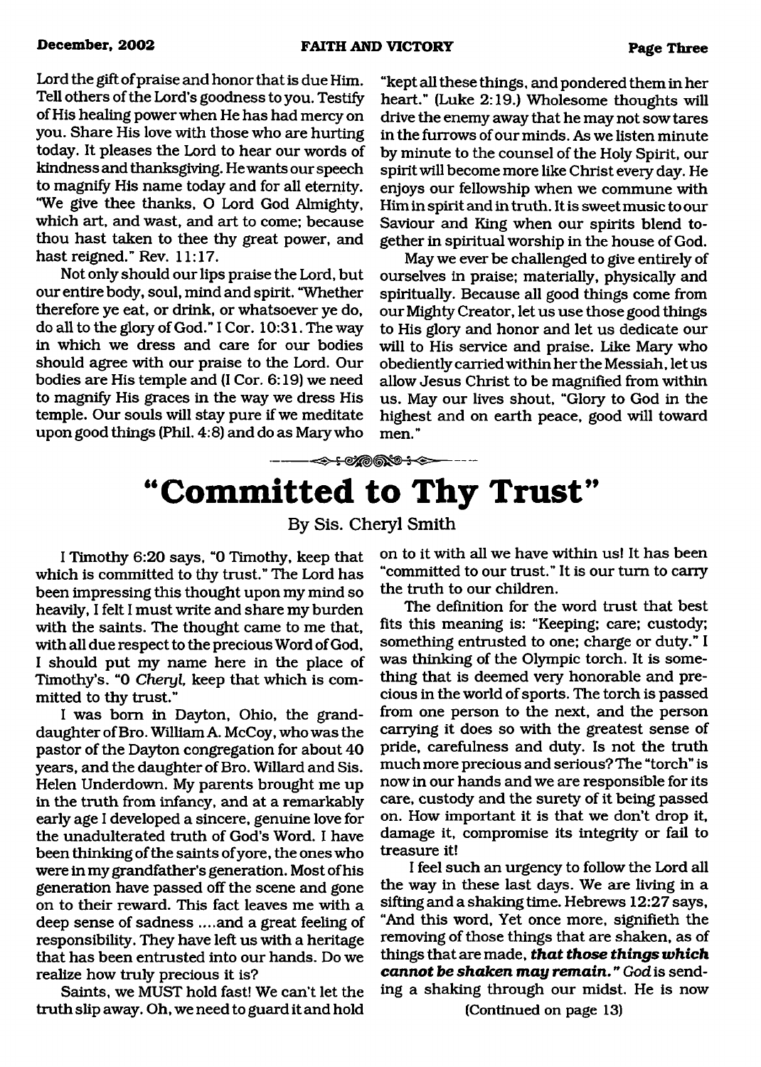Lord the gift of praise and honor that is due Him. Tell others of the Lord's goodness to you. Testify of His healing power when He has had mercy on you. Share His love with those who are hurting today. It pleases the Lord to hear our words of kindness and thanksgiving. He wants our speech to magnify His name today and for all eternity. "We give thee thanks, O Lord God Almighty, which art, and wast, and art to come; because thou hast taken to thee thy great power, and hast reigned." Rev. 11:17.

Not only should our lips praise the Lord, but our entire body, soul, mind and spirit. "Whether therefore ye eat, or drink, or whatsoever ye do, do all to the glory of God." I Cor. 10:31. The way in which we dress and care for our bodies should agree with our praise to the Lord. Our bodies are His temple and (I Cor. 6:19) we need to magnify His graces in the way we dress His temple. Our souls will stay pure if we meditate upon good things (Phil. 4:8) and do as Mary who "kept all these things, and pondered them in her heart." (Luke 2:19.) Wholesome thoughts will drive the enemy away that he may not sow tares in the furrows of our minds. As we listen minute by minute to the counsel of the Holy Spirit, our spirit will become more like Christ every day. He enjoys our fellowship when we commune with Him in spirit and in truth. It is sweet music to our Saviour and King when our spirits blend together in spiritual worship in the house of God.

May we ever be challenged to give entirely of ourselves in praise; materially, physically and spiritually. Because all good things come from our Mighty Creator, let us use those good things to His glory and honor and let us dedicate our will to His service and praise. Like Mary who obediently carried within her the Messiah, let us allow Jesus Christ to be magnified from within us. May our lives shout, "Glory to God in the highest and on earth peace, good will toward men."

# "Committed to Thy Trust"

By Sis. Cheryl Smith

I Timothy 6:20 says, "O Timothy, keep that which is committed to thy trust." The Lord has been impressing this thought upon my mind so heavily, I felt I must write and share my burden with the saints. The thought came to me that, with all due respect to the precious Word of God, I should put my name here in the place of Timothy's. "O *Cheryl*, keep that which is committed to thy trust."

I was born in Dayton, Ohio, the granddaughter of Bro. William A. McCoy, who was the pastor of the Dayton congregation for about 40 years, and the daughter of Bro. Willard and Sis. Helen Underdown. My parents brought me up in the truth from infancy, and at a remarkably early age I developed a sincere, genuine love for the unadulterated truth of God's Word. I have been thinking of the saints of yore, the ones who were in my grandfather's generation. Most of his generation have passed off the scene and gone on to their reward. This fact leaves me with a deep sense of sadness ....and a great feeling of responsibility. They have left us with a heritage that has been entrusted into our hands. Do we realize how truly precious it is?

Saints, we MUST hold fast! We can't let the truth slip away. Oh, we need to guard it and hold on to it with all we have within us! It has been "committed to our trust." It is our turn to carry the truth to our children.

The definition for the word trust that best fits this meaning is: "Keeping; care; custody; something entrusted to one; charge or duty." I was thinking of the Olympic torch. It is something that is deemed very honorable and precious in the world of sports. The torch is passed from one person to the next, and the person carrying it does so with the greatest sense of pride, carefulness and duty. Is not the truth much more precious and serious? The "torch" is now in our hands and we are responsible for its care, custody and the surety of it being passed on. How important it is that we don't drop it, damage it, compromise its integrity or fail to treasure it!

I feel such an urgency to follow the Lord all the way in these last days. We are living in a sifting and a shaking time. Hebrews 12:27 says, "And this word, Yet once more, signifieth the removing of those things that are shaken, as of things that are made, ***that those things which cannot be shaken may remain.*** " *God* is sending a shaking through our midst. He is now

(Continued on page 13)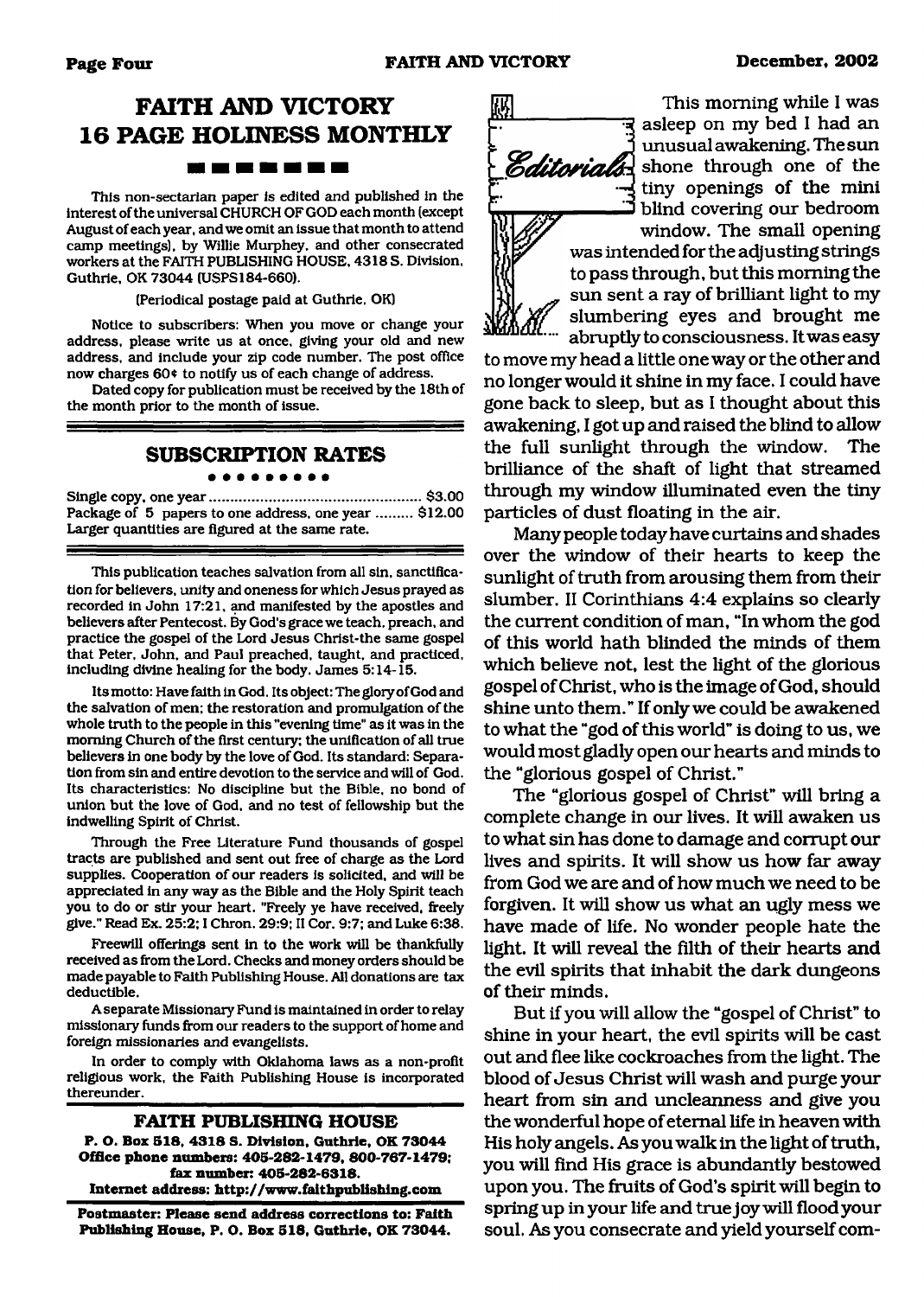# FAITH AND VICTORY 16 PAGE HOLINESS MONTHLY

This non-sectarian paper is edited and published in the interest of the universal CHURCH OF GOD each month (except August of each year, and we omit an issue that month to attend camp meetings), by Willie Murphey, and other consecrated workers at the FAITH PUBLISHING HOUSE, 4318 S. Division, Guthrie, OK 73044 (USPS184-660).

(Periodical postage paid at Guthrie, OK)

Notice to subscribers: When you move or change your address, please write us at once, giving your old and new address, and include your zip code number. The post office now charges 60¢ to notify us of each change of address.

Dated copy for publication must be received by the 18th of the month prior to the month of issue.

## SUBSCRIPTION RATES

Single copy, one year ........................................ $3.00
Package of 5 papers to one address, one year ......... $12.00
Larger quantities are figured at the same rate.

This publication teaches salvation from all sin, sanctification for believers, unity and oneness for which Jesus prayed as recorded in John 17:21, and manifested by the apostles and believers after Pentecost. By God's grace we teach, preach, and practice the gospel of the Lord Jesus Christ-the same gospel that Peter, John, and Paul preached, taught, and practiced, including divine healing for the body. James 5:14-15.

Its motto: Have faith in God. Its object: The glory of God and the salvation of men; the restoration and promulgation of the whole truth to the people in this "evening time" as it was in the morning Church of the first century; the unification of all true believers in one body by the love of God. Its standard: Separation from sin and entire devotion to the service and will of God. Its characteristics: No discipline but the Bible, no bond of union but the love of God, and no test of fellowship but the indwelling Spirit of Christ.

Through the Free Literature Fund thousands of gospel tracts are published and sent out free of charge as the Lord supplies. Cooperation of our readers is solicited, and will be appreciated in any way as the Bible and the Holy Spirit teach you to do or stir your heart. "Freely ye have received, freely give." Read Ex. 25:2; I Chron. 29:9; II Cor. 9:7; and Luke 6:38.

Freewill offerings sent in to the work will be thankfully received as from the Lord. Checks and money orders should be made payable to Faith Publishing House. All donations are tax deductible.

A separate Missionary Fund is maintained in order to relay missionary funds from our readers to the support of home and foreign missionaries and evangelists.

In order to comply with Oklahoma laws as a non-profit religious work, the Faith Publishing House is incorporated thereunder.

**FAITH PUBLISHING HOUSE**
**P. O. Box 518, 4318 S. Division, Guthrie, OK 73044**
**Office phone numbers: 405-282-1479, 800-767-1479; fax number: 405-282-6318.**
**Internet address: http://www.faithpublishing.com**

**Postmaster: Please send address corrections to: Faith Publishing House, P. O. Box 518, Guthrie, OK 73044.**

## Editorials

This morning while I was asleep on my bed I had an unusual awakening. The sun shone through one of the tiny openings of the mini blind covering our bedroom window. The small opening was intended for the adjusting strings to pass through, but this morning the sun sent a ray of brilliant light to my slumbering eyes and brought me abruptly to consciousness. It was easy to move my head a little one way or the other and no longer would it shine in my face. I could have gone back to sleep, but as I thought about this awakening, I got up and raised the blind to allow the full sunlight through the window. The brilliance of the shaft of light that streamed through my window illuminated even the tiny particles of dust floating in the air.

Many people today have curtains and shades over the window of their hearts to keep the sunlight of truth from arousing them from their slumber. II Corinthians 4:4 explains so clearly the current condition of man, "In whom the god of this world hath blinded the minds of them which believe not, lest the light of the glorious gospel of Christ, who is the image of God, should shine unto them." If only we could be awakened to what the "god of this world" is doing to us, we would most gladly open our hearts and minds to the "glorious gospel of Christ."

The "glorious gospel of Christ" will bring a complete change in our lives. It will awaken us to what sin has done to damage and corrupt our lives and spirits. It will show us how far away from God we are and of how much we need to be forgiven. It will show us what an ugly mess we have made of life. No wonder people hate the light. It will reveal the filth of their hearts and the evil spirits that inhabit the dark dungeons of their minds.

But if you will allow the "gospel of Christ" to shine in your heart, the evil spirits will be cast out and flee like cockroaches from the light. The blood of Jesus Christ will wash and purge your heart from sin and uncleanness and give you the wonderful hope of eternal life in heaven with His holy angels. As you walk in the light of truth, you will find His grace is abundantly bestowed upon you. The fruits of God's spirit will begin to spring up in your life and true joy will flood your soul. As you consecrate and yield yourself com-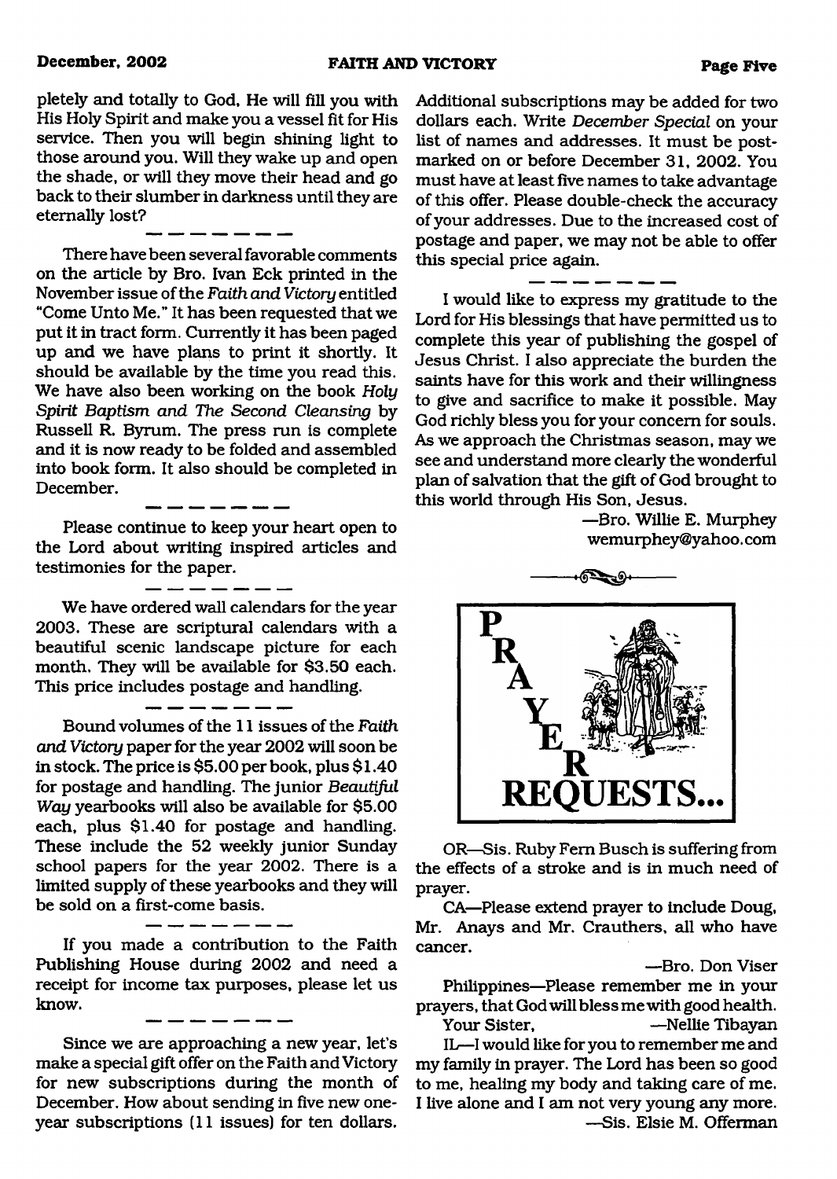pletely and totally to God, He will fill you with His Holy Spirit and make you a vessel fit for His service. Then you will begin shining light to those around you. Will they wake up and open the shade, or will they move their head and go back to their slumber in darkness until they are eternally lost?

---

There have been several favorable comments on the article by Bro. Ivan Eck printed in the November issue of the *Faith and Victory* entitled "Come Unto Me." It has been requested that we put it in tract form. Currently it has been paged up and we have plans to print it shortly. It should be available by the time you read this. We have also been working on the book *Holy Spirit Baptism and The Second Cleansing* by Russell R. Byrum. The press run is complete and it is now ready to be folded and assembled into book form. It also should be completed in December.

---

Please continue to keep your heart open to the Lord about writing inspired articles and testimonies for the paper.

---

We have ordered wall calendars for the year 2003. These are scriptural calendars with a beautiful scenic landscape picture for each month. They will be available for $3.50 each. This price includes postage and handling.

---

Bound volumes of the 11 issues of the *Faith and Victory* paper for the year 2002 will soon be in stock. The price is $5.00 per book, plus $1.40 for postage and handling. The junior *Beautiful Way* yearbooks will also be available for $5.00 each, plus $1.40 for postage and handling. These include the 52 weekly junior Sunday school papers for the year 2002. There is a limited supply of these yearbooks and they will be sold on a first-come basis.

---

If you made a contribution to the Faith Publishing House during 2002 and need a receipt for income tax purposes, please let us know.

---

Since we are approaching a new year, let's make a special gift offer on the Faith and Victory for new subscriptions during the month of December. How about sending in five new one-year subscriptions (11 issues) for ten dollars. Additional subscriptions may be added for two dollars each. Write *December Special* on your list of names and addresses. It must be postmarked on or before December 31, 2002. You must have at least five names to take advantage of this offer. Please double-check the accuracy of your addresses. Due to the increased cost of postage and paper, we may not be able to offer this special price again.

---

I would like to express my gratitude to the Lord for His blessings that have permitted us to complete this year of publishing the gospel of Jesus Christ. I also appreciate the burden the saints have for this work and their willingness to give and sacrifice to make it possible. May God richly bless you for your concern for souls. As we approach the Christmas season, may we see and understand more clearly the wonderful plan of salvation that the gift of God brought to this world through His Son, Jesus.

—Bro. Willie E. Murphey
wemurphey@yahoo.com

## PRAYER REQUESTS...

OR—Sis. Ruby Fern Busch is suffering from the effects of a stroke and is in much need of prayer.

CA—Please extend prayer to include Doug, Mr. Anays and Mr. Crauthers, all who have cancer.

—Bro. Don Viser

Philippines—Please remember me in your prayers, that God will bless me with good health.

Your Sister, —Nellie Tibayan

IL—I would like for you to remember me and my family in prayer. The Lord has been so good to me, healing my body and taking care of me. I live alone and I am not very young any more.

—Sis. Elsie M. Offerman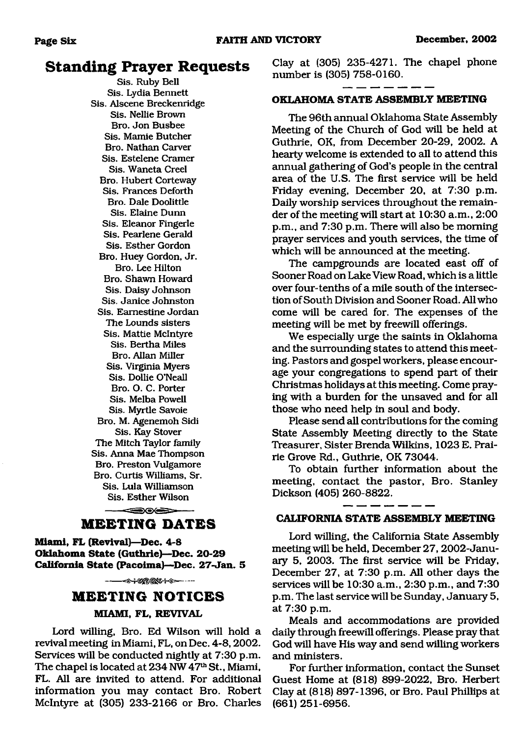## Standing Prayer Requests

Sis. Ruby Bell
Sis. Lydia Bennett
Sis. Alscene Breckenridge
Sis. Nellie Brown
Bro. Jon Busbee
Sis. Mamie Butcher
Bro. Nathan Carver
Sis. Estelene Cramer
Sis. Waneta Creel
Bro. Hubert Corteway
Sis. Frances Deforth
Bro. Dale Doolittle
Sis. Elaine Dunn
Sis. Eleanor Fingerle
Sis. Pearlene Gerald
Sis. Esther Gordon
Bro. Huey Gordon, Jr.
Bro. Lee Hilton
Bro. Shawn Howard
Sis. Daisy Johnson
Sis. Janice Johnston
Sis. Earnestine Jordan
The Lounds sisters
Sis. Mattie McIntyre
Sis. Bertha Miles
Bro. Allan Miller
Sis. Virginia Myers
Sis. Dollie O'Neall
Bro. O. C. Porter
Sis. Melba Powell
Sis. Myrtle Savoie
Bro. M. Agenemoh Sidi
Sis. Kay Stover
The Mitch Taylor family
Sis. Anna Mae Thompson
Bro. Preston Vulgamore
Bro. Curtis Williams, Sr.
Sis. Lula Williamson
Sis. Esther Wilson

## MEETING DATES

**Miami, FL (Revival)—Dec. 4-8**
**Oklahoma State (Guthrie)—Dec. 20-29**
**California State (Pacoima)—Dec. 27-Jan. 5**

## MEETING NOTICES

### MIAMI, FL, REVIVAL

Lord willing, Bro. Ed Wilson will hold a revival meeting in Miami, FL, on Dec. 4-8, 2002. Services will be conducted nightly at 7:30 p.m. The chapel is located at 234 NW 47th St., Miami, FL. All are invited to attend. For additional information you may contact Bro. Robert McIntyre at (305) 233-2166 or Bro. Charles Clay at (305) 235-4271. The chapel phone number is (305) 758-0160.

### OKLAHOMA STATE ASSEMBLY MEETING

The 96th annual Oklahoma State Assembly Meeting of the Church of God will be held at Guthrie, OK, from December 20-29, 2002. A hearty welcome is extended to all to attend this annual gathering of God's people in the central area of the U.S. The first service will be held Friday evening, December 20, at 7:30 p.m. Daily worship services throughout the remainder of the meeting will start at 10:30 a.m., 2:00 p.m., and 7:30 p.m. There will also be morning prayer services and youth services, the time of which will be announced at the meeting.

The campgrounds are located east off of Sooner Road on Lake View Road, which is a little over four-tenths of a mile south of the intersection of South Division and Sooner Road. All who come will be cared for. The expenses of the meeting will be met by freewill offerings.

We especially urge the saints in Oklahoma and the surrounding states to attend this meeting. Pastors and gospel workers, please encourage your congregations to spend part of their Christmas holidays at this meeting. Come praying with a burden for the unsaved and for all those who need help in soul and body.

Please send all contributions for the coming State Assembly Meeting directly to the State Treasurer, Sister Brenda Wilkins, 1023 E. Prairie Grove Rd., Guthrie, OK 73044.

To obtain further information about the meeting, contact the pastor, Bro. Stanley Dickson (405) 260-8822.

### CALIFORNIA STATE ASSEMBLY MEETING

Lord willing, the California State Assembly meeting will be held, December 27, 2002-January 5, 2003. The first service will be Friday, December 27, at 7:30 p.m. All other days the services will be 10:30 a.m., 2:30 p.m., and 7:30 p.m. The last service will be Sunday, January 5, at 7:30 p.m.

Meals and accommodations are provided daily through freewill offerings. Please pray that God will have His way and send willing workers and ministers.

For further information, contact the Sunset Guest Home at (818) 899-2022, Bro. Herbert Clay at (818) 897-1396, or Bro. Paul Phillips at (661) 251-6956.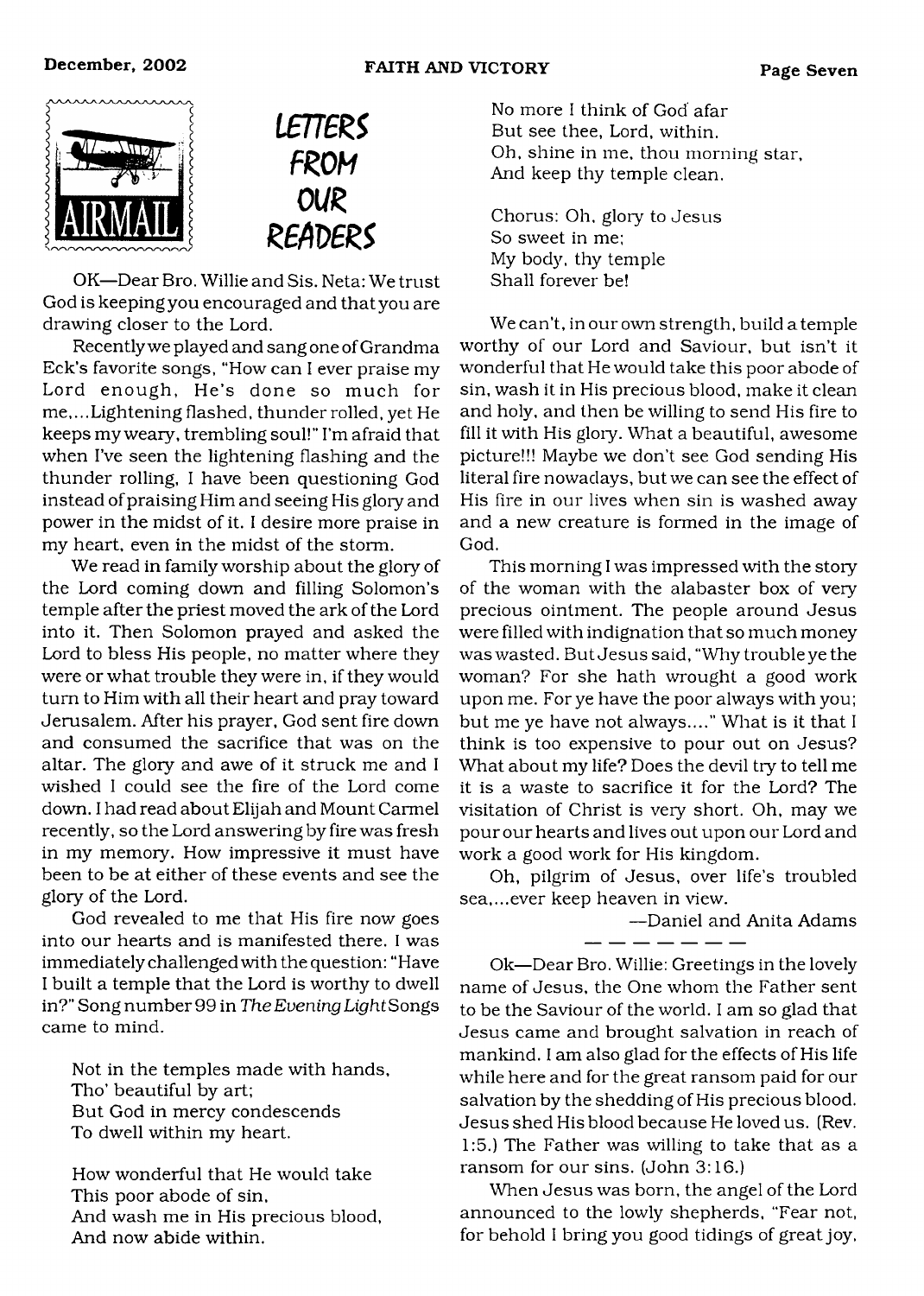# LETTERS FROM OUR READERS

OK—Dear Bro. Willie and Sis. Neta: We trust God is keeping you encouraged and that you are drawing closer to the Lord.

Recently we played and sang one of Grandma Eck's favorite songs, "How can I ever praise my Lord enough, He's done so much for me,...Lightening flashed, thunder rolled, yet He keeps my weary, trembling soul!" I'm afraid that when I've seen the lightening flashing and the thunder rolling, I have been questioning God instead of praising Him and seeing His glory and power in the midst of it. I desire more praise in my heart, even in the midst of the storm.

We read in family worship about the glory of the Lord coming down and filling Solomon's temple after the priest moved the ark of the Lord into it. Then Solomon prayed and asked the Lord to bless His people, no matter where they were or what trouble they were in, if they would turn to Him with all their heart and pray toward Jerusalem. After his prayer, God sent fire down and consumed the sacrifice that was on the altar. The glory and awe of it struck me and I wished I could see the fire of the Lord come down. I had read about Elijah and Mount Carmel recently, so the Lord answering by fire was fresh in my memory. How impressive it must have been to be at either of these events and see the glory of the Lord.

God revealed to me that His fire now goes into our hearts and is manifested there. I was immediately challenged with the question: "Have I built a temple that the Lord is worthy to dwell in?" Song number 99 in *The Evening Light* Songs came to mind.

Not in the temples made with hands,  
Tho' beautiful by art;  
But God in mercy condescends  
To dwell within my heart.

How wonderful that He would take  
This poor abode of sin,  
And wash me in His precious blood,  
And now abide within.

No more I think of God afar  
But see thee, Lord, within.  
Oh, shine in me, thou morning star,  
And keep thy temple clean.

Chorus: Oh, glory to Jesus  
So sweet in me;  
My body, thy temple  
Shall forever be!

We can't, in our own strength, build a temple worthy of our Lord and Saviour, but isn't it wonderful that He would take this poor abode of sin, wash it in His precious blood, make it clean and holy, and then be willing to send His fire to fill it with His glory. What a beautiful, awesome picture!!! Maybe we don't see God sending His literal fire nowadays, but we can see the effect of His fire in our lives when sin is washed away and a new creature is formed in the image of God.

This morning I was impressed with the story of the woman with the alabaster box of very precious ointment. The people around Jesus were filled with indignation that so much money was wasted. But Jesus said, "Why trouble ye the woman? For she hath wrought a good work upon me. For ye have the poor always with you; but me ye have not always...." What is it that I think is too expensive to pour out on Jesus? What about my life? Does the devil try to tell me it is a waste to sacrifice it for the Lord? The visitation of Christ is very short. Oh, may we pour our hearts and lives out upon our Lord and work a good work for His kingdom.

Oh, pilgrim of Jesus, over life's troubled sea,...ever keep heaven in view.

—Daniel and Anita Adams

---

Ok—Dear Bro. Willie: Greetings in the lovely name of Jesus, the One whom the Father sent to be the Saviour of the world. I am so glad that Jesus came and brought salvation in reach of mankind. I am also glad for the effects of His life while here and for the great ransom paid for our salvation by the shedding of His precious blood. Jesus shed His blood because He loved us. (Rev. 1:5.) The Father was willing to take that as a ransom for our sins. (John 3:16.)

When Jesus was born, the angel of the Lord announced to the lowly shepherds, "Fear not, for behold I bring you good tidings of great joy,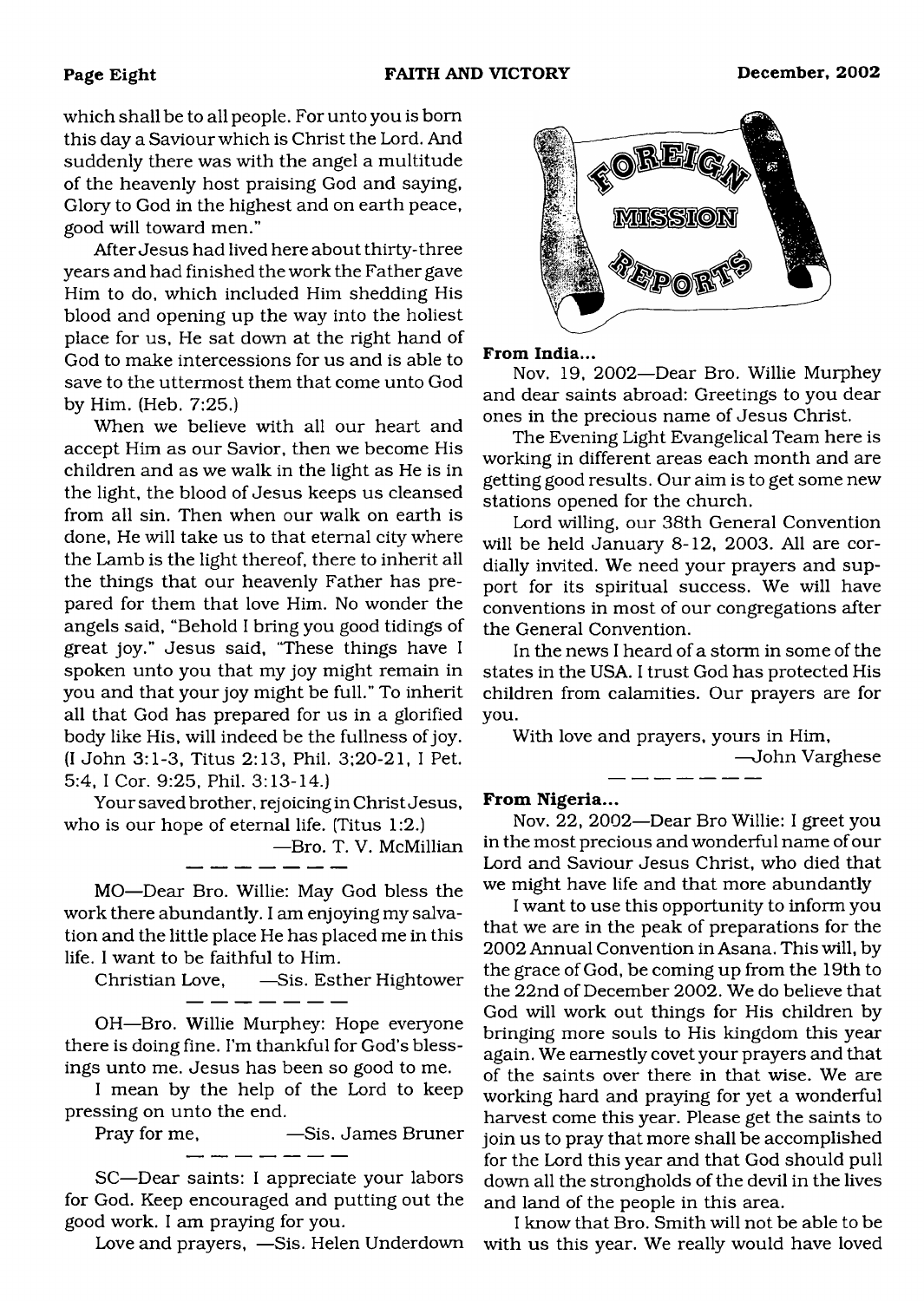which shall be to all people. For unto you is born this day a Saviour which is Christ the Lord. And suddenly there was with the angel a multitude of the heavenly host praising God and saying, Glory to God in the highest and on earth peace, good will toward men."

After Jesus had lived here about thirty-three years and had finished the work the Father gave Him to do, which included Him shedding His blood and opening up the way into the holiest place for us, He sat down at the right hand of God to make intercessions for us and is able to save to the uttermost them that come unto God by Him. (Heb. 7:25.)

When we believe with all our heart and accept Him as our Savior, then we become His children and as we walk in the light as He is in the light, the blood of Jesus keeps us cleansed from all sin. Then when our walk on earth is done, He will take us to that eternal city where the Lamb is the light thereof, there to inherit all the things that our heavenly Father has prepared for them that love Him. No wonder the angels said, "Behold I bring you good tidings of great joy." Jesus said, "These things have I spoken unto you that my joy might remain in you and that your joy might be full." To inherit all that God has prepared for us in a glorified body like His, will indeed be the fullness of joy. (I John 3:1-3, Titus 2:13, Phil. 3;20-21, I Pet. 5:4, I Cor. 9:25, Phil. 3:13-14.)

Your saved brother, rejoicing in Christ Jesus, who is our hope of eternal life. (Titus 1:2.)

—Bro. T. V. McMillian

---

MO—Dear Bro. Willie: May God bless the work there abundantly. I am enjoying my salvation and the little place He has placed me in this life. I want to be faithful to Him.

Christian Love, —Sis. Esther Hightower

---

OH—Bro. Willie Murphey: Hope everyone there is doing fine. I'm thankful for God's blessings unto me. Jesus has been so good to me.

I mean by the help of the Lord to keep pressing on unto the end.

Pray for me, —Sis. James Bruner

---

SC—Dear saints: I appreciate your labors for God. Keep encouraged and putting out the good work. I am praying for you.

Love and prayers, —Sis. Helen Underdown

# Foreign Mission Reports

**From India...**

Nov. 19, 2002—Dear Bro. Willie Murphey and dear saints abroad: Greetings to you dear ones in the precious name of Jesus Christ.

The Evening Light Evangelical Team here is working in different areas each month and are getting good results. Our aim is to get some new stations opened for the church.

Lord willing, our 38th General Convention will be held January 8-12, 2003. All are cordially invited. We need your prayers and support for its spiritual success. We will have conventions in most of our congregations after the General Convention.

In the news I heard of a storm in some of the states in the USA. I trust God has protected His children from calamities. Our prayers are for you.

With love and prayers, yours in Him,

—John Varghese

---

**From Nigeria...**

Nov. 22, 2002—Dear Bro Willie: I greet you in the most precious and wonderful name of our Lord and Saviour Jesus Christ, who died that we might have life and that more abundantly

I want to use this opportunity to inform you that we are in the peak of preparations for the 2002 Annual Convention in Asana. This will, by the grace of God, be coming up from the 19th to the 22nd of December 2002. We do believe that God will work out things for His children by bringing more souls to His kingdom this year again. We earnestly covet your prayers and that of the saints over there in that wise. We are working hard and praying for yet a wonderful harvest come this year. Please get the saints to join us to pray that more shall be accomplished for the Lord this year and that God should pull down all the strongholds of the devil in the lives and land of the people in this area.

I know that Bro. Smith will not be able to be with us this year. We really would have loved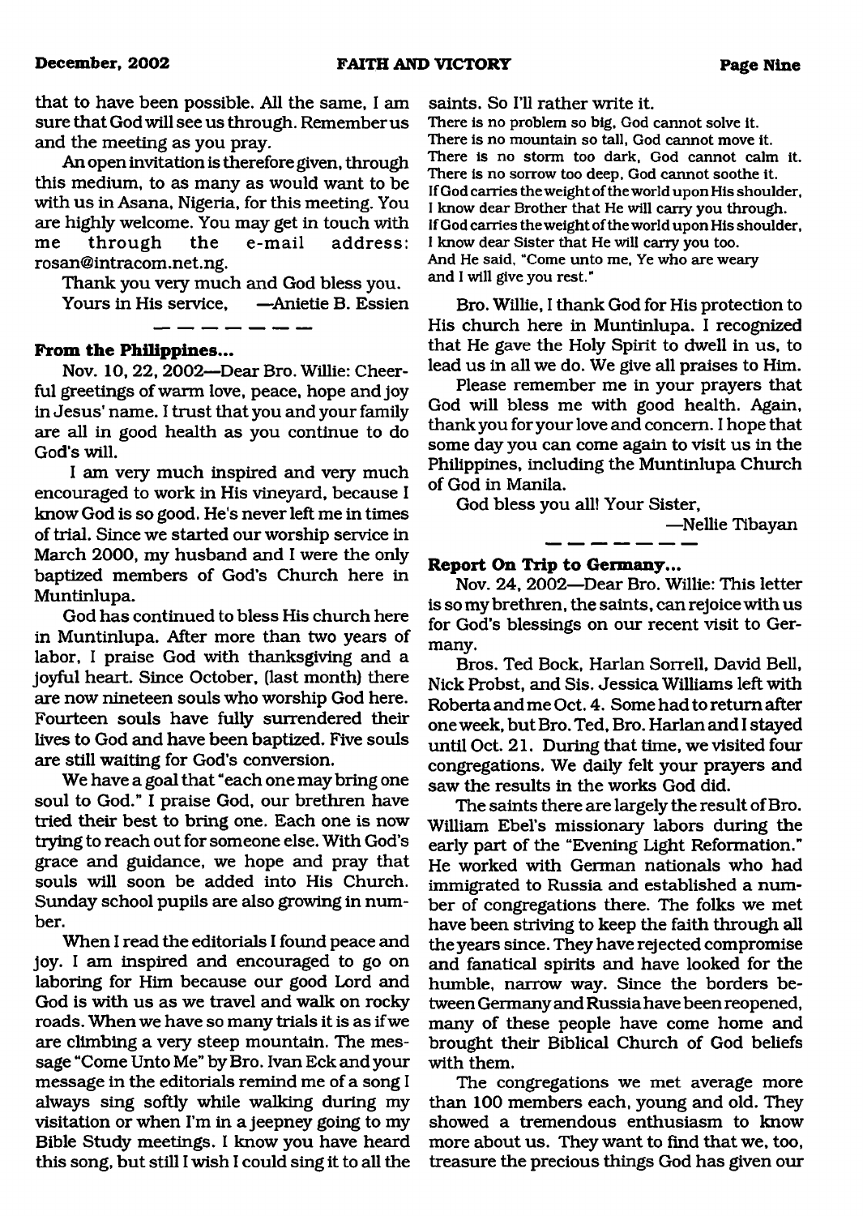that to have been possible. All the same, I am sure that God will see us through. Remember us and the meeting as you pray.

An open invitation is therefore given, through this medium, to as many as would want to be with us in Asana, Nigeria, for this meeting. You are highly welcome. You may get in touch with me through the e-mail address: rosan@intracom.net.ng.

Thank you very much and God bless you.

Yours in His service, —Anietie B. Essien

— — — — — — —

**From the Philippines...**

Nov. 10, 22, 2002—Dear Bro. Willie: Cheerful greetings of warm love, peace, hope and joy in Jesus' name. I trust that you and your family are all in good health as you continue to do God's will.

I am very much inspired and very much encouraged to work in His vineyard, because I know God is so good. He's never left me in times of trial. Since we started our worship service in March 2000, my husband and I were the only baptized members of God's Church here in Muntinlupa.

God has continued to bless His church here in Muntinlupa. After more than two years of labor, I praise God with thanksgiving and a joyful heart. Since October, (last month) there are now nineteen souls who worship God here. Fourteen souls have fully surrendered their lives to God and have been baptized. Five souls are still waiting for God's conversion.

We have a goal that "each one may bring one soul to God." I praise God, our brethren have tried their best to bring one. Each one is now trying to reach out for someone else. With God's grace and guidance, we hope and pray that souls will soon be added into His Church. Sunday school pupils are also growing in number.

When I read the editorials I found peace and joy. I am inspired and encouraged to go on laboring for Him because our good Lord and God is with us as we travel and walk on rocky roads. When we have so many trials it is as if we are climbing a very steep mountain. The message "Come Unto Me" by Bro. Ivan Eck and your message in the editorials remind me of a song I always sing softly while walking during my visitation or when I'm in a jeepney going to my Bible Study meetings. I know you have heard this song, but still I wish I could sing it to all the saints. So I'll rather write it.

There is no problem so big, God cannot solve it.
There is no mountain so tall, God cannot move it.
There is no storm too dark, God cannot calm it.
There is no sorrow too deep, God cannot soothe it.
If God carries the weight of the world upon His shoulder,
I know dear Brother that He will carry you through.
If God carries the weight of the world upon His shoulder,
I know dear Sister that He will carry you too.
And He said, "Come unto me, Ye who are weary
and I will give you rest."

Bro. Willie, I thank God for His protection to His church here in Muntinlupa. I recognized that He gave the Holy Spirit to dwell in us, to lead us in all we do. We give all praises to Him.

Please remember me in your prayers that God will bless me with good health. Again, thank you for your love and concern. I hope that some day you can come again to visit us in the Philippines, including the Muntinlupa Church of God in Manila.

God bless you all! Your Sister,

—Nellie Tibayan

— — — — — — —

**Report On Trip to Germany...**

Nov. 24, 2002—Dear Bro. Willie: This letter is so my brethren, the saints, can rejoice with us for God's blessings on our recent visit to Germany.

Bros. Ted Bock, Harlan Sorrell, David Bell, Nick Probst, and Sis. Jessica Williams left with Roberta and me Oct. 4. Some had to return after one week, but Bro. Ted, Bro. Harlan and I stayed until Oct. 21. During that time, we visited four congregations. We daily felt your prayers and saw the results in the works God did.

The saints there are largely the result of Bro. William Ebel's missionary labors during the early part of the "Evening Light Reformation." He worked with German nationals who had immigrated to Russia and established a number of congregations there. The folks we met have been striving to keep the faith through all the years since. They have rejected compromise and fanatical spirits and have looked for the humble, narrow way. Since the borders between Germany and Russia have been reopened, many of these people have come home and brought their Biblical Church of God beliefs with them.

The congregations we met average more than 100 members each, young and old. They showed a tremendous enthusiasm to know more about us. They want to find that we, too, treasure the precious things God has given our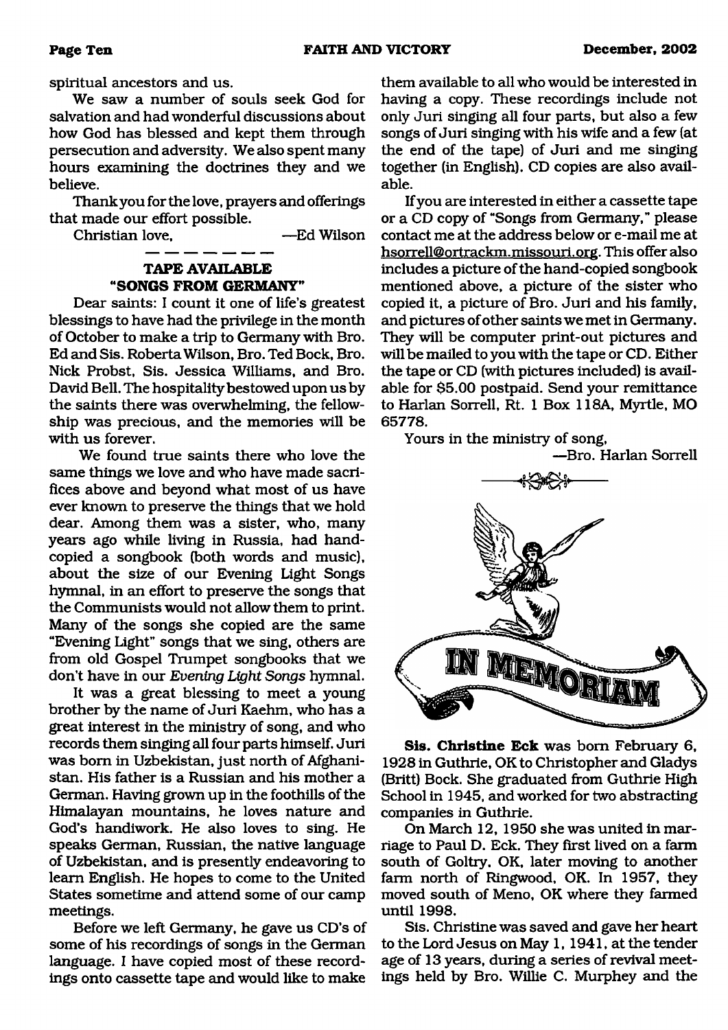spiritual ancestors and us.

We saw a number of souls seek God for salvation and had wonderful discussions about how God has blessed and kept them through persecution and adversity. We also spent many hours examining the doctrines they and we believe.

Thank you for the love, prayers and offerings that made our effort possible.

Christian love, —Ed Wilson

---

## TAPE AVAILABLE "SONGS FROM GERMANY"

Dear saints: I count it one of life's greatest blessings to have had the privilege in the month of October to make a trip to Germany with Bro. Ed and Sis. Roberta Wilson, Bro. Ted Bock, Bro. Nick Probst, Sis. Jessica Williams, and Bro. David Bell. The hospitality bestowed upon us by the saints there was overwhelming, the fellowship was precious, and the memories will be with us forever.

We found true saints there who love the same things we love and who have made sacrifices above and beyond what most of us have ever known to preserve the things that we hold dear. Among them was a sister, who, many years ago while living in Russia, had hand-copied a songbook (both words and music), about the size of our Evening Light Songs hymnal, in an effort to preserve the songs that the Communists would not allow them to print. Many of the songs she copied are the same "Evening Light" songs that we sing, others are from old Gospel Trumpet songbooks that we don't have in our *Evening Light Songs* hymnal.

It was a great blessing to meet a young brother by the name of Juri Kaehm, who has a great interest in the ministry of song, and who records them singing all four parts himself. Juri was born in Uzbekistan, just north of Afghanistan. His father is a Russian and his mother a German. Having grown up in the foothills of the Himalayan mountains, he loves nature and God's handiwork. He also loves to sing. He speaks German, Russian, the native language of Uzbekistan, and is presently endeavoring to learn English. He hopes to come to the United States sometime and attend some of our camp meetings.

Before we left Germany, he gave us CD's of some of his recordings of songs in the German language. I have copied most of these recordings onto cassette tape and would like to make them available to all who would be interested in having a copy. These recordings include not only Juri singing all four parts, but also a few songs of Juri singing with his wife and a few (at the end of the tape) of Juri and me singing together (in English). CD copies are also available.

If you are interested in either a cassette tape or a CD copy of "Songs from Germany," please contact me at the address below or e-mail me at hsorrell@ortrackm.missouri.org. This offer also includes a picture of the hand-copied songbook mentioned above, a picture of the sister who copied it, a picture of Bro. Juri and his family, and pictures of other saints we met in Germany. They will be computer print-out pictures and will be mailed to you with the tape or CD. Either the tape or CD (with pictures included) is available for $5.00 postpaid. Send your remittance to Harlan Sorrell, Rt. 1 Box 118A, Myrtle, MO 65778.

Yours in the ministry of song,

—Bro. Harlan Sorrell

## IN MEMORIAM

**Sis. Christine Eck** was born February 6, 1928 in Guthrie, OK to Christopher and Gladys (Britt) Bock. She graduated from Guthrie High School in 1945, and worked for two abstracting companies in Guthrie.

On March 12, 1950 she was united in marriage to Paul D. Eck. They first lived on a farm south of Goltry, OK, later moving to another farm north of Ringwood, OK. In 1957, they moved south of Meno, OK where they farmed until 1998.

Sis. Christine was saved and gave her heart to the Lord Jesus on May 1, 1941, at the tender age of 13 years, during a series of revival meetings held by Bro. Willie C. Murphey and the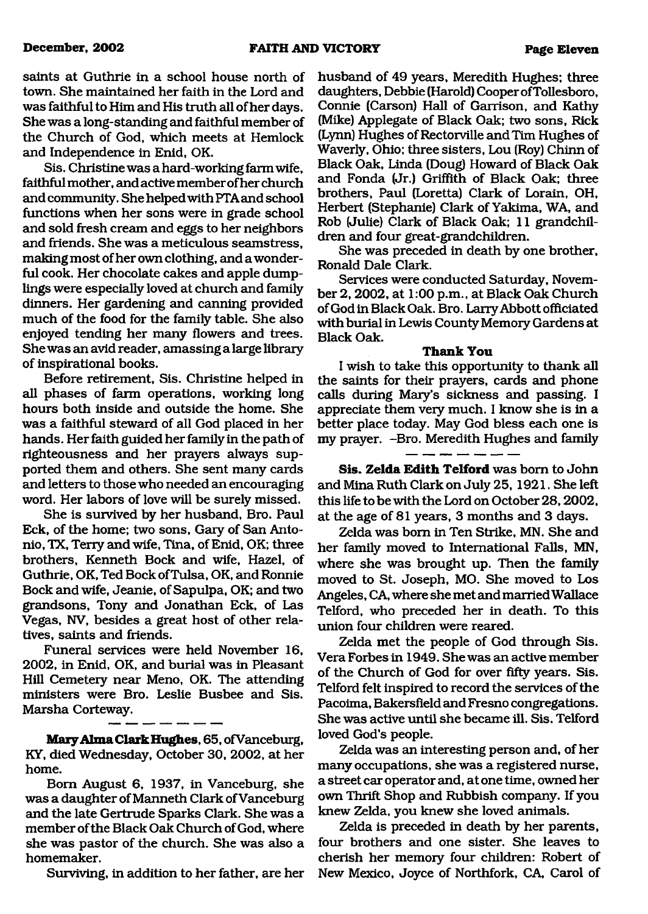saints at Guthrie in a school house north of town. She maintained her faith in the Lord and was faithful to Him and His truth all of her days. She was a long-standing and faithful member of the Church of God, which meets at Hemlock and Independence in Enid, OK.

Sis. Christine was a hard-working farm wife, faithful mother, and active member of her church and community. She helped with PTA and school functions when her sons were in grade school and sold fresh cream and eggs to her neighbors and friends. She was a meticulous seamstress, making most of her own clothing, and a wonderful cook. Her chocolate cakes and apple dumplings were especially loved at church and family dinners. Her gardening and canning provided much of the food for the family table. She also enjoyed tending her many flowers and trees. She was an avid reader, amassing a large library of inspirational books.

Before retirement, Sis. Christine helped in all phases of farm operations, working long hours both inside and outside the home. She was a faithful steward of all God placed in her hands. Her faith guided her family in the path of righteousness and her prayers always supported them and others. She sent many cards and letters to those who needed an encouraging word. Her labors of love will be surely missed.

She is survived by her husband, Bro. Paul Eck, of the home; two sons, Gary of San Antonio, TX, Terry and wife, Tina, of Enid, OK; three brothers, Kenneth Bock and wife, Hazel, of Guthrie, OK, Ted Bock of Tulsa, OK, and Ronnie Bock and wife, Jeanie, of Sapulpa, OK; and two grandsons, Tony and Jonathan Eck, of Las Vegas, NV, besides a great host of other relatives, saints and friends.

Funeral services were held November 16, 2002, in Enid, OK, and burial was in Pleasant Hill Cemetery near Meno, OK. The attending ministers were Bro. Leslie Busbee and Sis. Marsha Corteway.

— — — — — —

**Mary Alma Clark Hughes**, 65, of Vanceburg, KY, died Wednesday, October 30, 2002, at her home.

Born August 6, 1937, in Vanceburg, she was a daughter of Manneth Clark of Vanceburg and the late Gertrude Sparks Clark. She was a member of the Black Oak Church of God, where she was pastor of the church. She was also a homemaker.

Surviving, in addition to her father, are her husband of 49 years, Meredith Hughes; three daughters, Debbie (Harold) Cooper of Tollesboro, Connie (Carson) Hall of Garrison, and Kathy (Mike) Applegate of Black Oak; two sons, Rick (Lynn) Hughes of Rectorville and Tim Hughes of Waverly, Ohio; three sisters, Lou (Roy) Chinn of Black Oak, Linda (Doug) Howard of Black Oak and Fonda (Jr.) Griffith of Black Oak; three brothers, Paul (Loretta) Clark of Lorain, OH, Herbert (Stephanie) Clark of Yakima, WA, and Rob (Julie) Clark of Black Oak; 11 grandchildren and four great-grandchildren.

She was preceded in death by one brother, Ronald Dale Clark.

Services were conducted Saturday, November 2, 2002, at 1:00 p.m., at Black Oak Church of God in Black Oak. Bro. Larry Abbott officiated with burial in Lewis County Memory Gardens at Black Oak.

**Thank You**

I wish to take this opportunity to thank all the saints for their prayers, cards and phone calls during Mary's sickness and passing. I appreciate them very much. I know she is in a better place today. May God bless each one is my prayer. –Bro. Meredith Hughes and family

— — — — — —

**Sis. Zelda Edith Telford** was born to John and Mina Ruth Clark on July 25, 1921. She left this life to be with the Lord on October 28, 2002, at the age of 81 years, 3 months and 3 days.

Zelda was born in Ten Strike, MN. She and her family moved to International Falls, MN, where she was brought up. Then the family moved to St. Joseph, MO. She moved to Los Angeles, CA, where she met and married Wallace Telford, who preceded her in death. To this union four children were reared.

Zelda met the people of God through Sis. Vera Forbes in 1949. She was an active member of the Church of God for over fifty years. Sis. Telford felt inspired to record the services of the Pacoima, Bakersfield and Fresno congregations. She was active until she became ill. Sis. Telford loved God's people.

Zelda was an interesting person and, of her many occupations, she was a registered nurse, a street car operator and, at one time, owned her own Thrift Shop and Rubbish company. If you knew Zelda, you knew she loved animals.

Zelda is preceded in death by her parents, four brothers and one sister. She leaves to cherish her memory four children: Robert of New Mexico, Joyce of Northfork, CA, Carol of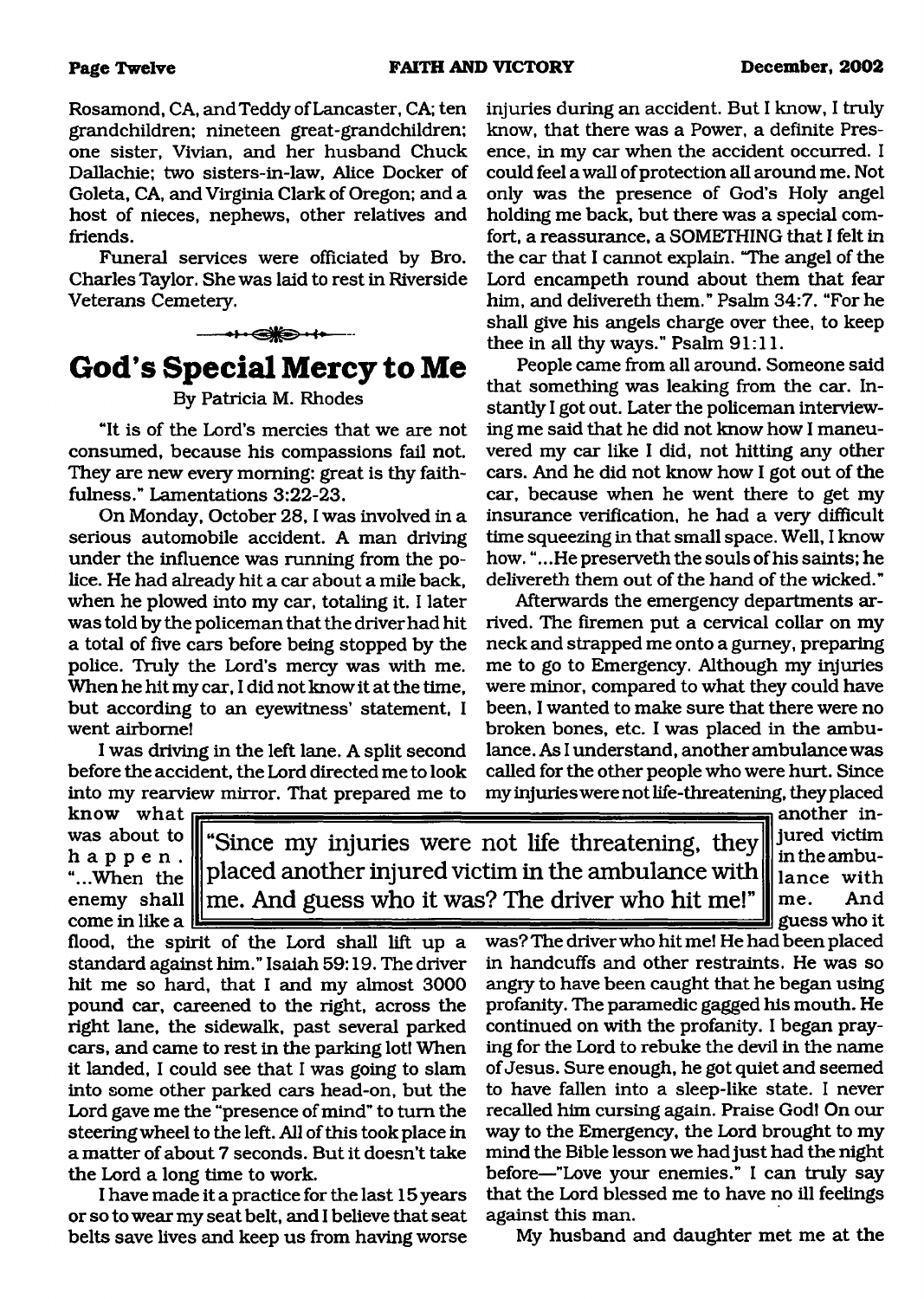Rosamond, CA, and Teddy of Lancaster, CA; ten grandchildren; nineteen great-grandchildren; one sister, Vivian, and her husband Chuck Dallachie; two sisters-in-law, Alice Docker of Goleta, CA, and Virginia Clark of Oregon; and a host of nieces, nephews, other relatives and friends.

Funeral services were officiated by Bro. Charles Taylor. She was laid to rest in Riverside Veterans Cemetery.

## God's Special Mercy to Me

By Patricia M. Rhodes

"It is of the Lord's mercies that we are not consumed, because his compassions fail not. They are new every morning: great is thy faithfulness." Lamentations 3:22-23.

On Monday, October 28, I was involved in a serious automobile accident. A man driving under the influence was running from the police. He had already hit a car about a mile back, when he plowed into my car, totaling it. I later was told by the policeman that the driver had hit a total of five cars before being stopped by the police. Truly the Lord's mercy was with me. When he hit my car, I did not know it at the time, but according to an eyewitness' statement, I went airborne!

I was driving in the left lane. A split second before the accident, the Lord directed me to look into my rearview mirror. That prepared me to know what was about to happen. "...When the enemy shall come in like a flood, the spirit of the Lord shall lift up a standard against him." Isaiah 59:19. The driver hit me so hard, that I and my almost 3000 pound car, careened to the right, across the right lane, the sidewalk, past several parked cars, and came to rest in the parking lot! When it landed, I could see that I was going to slam into some other parked cars head-on, but the Lord gave me the "presence of mind" to turn the steering wheel to the left. All of this took place in a matter of about 7 seconds. But it doesn't take the Lord a long time to work.

I have made it a practice for the last 15 years or so to wear my seat belt, and I believe that seat belts save lives and keep us from having worse injuries during an accident. But I know, I truly know, that there was a Power, a definite Presence, in my car when the accident occurred. I could feel a wall of protection all around me. Not only was the presence of God's Holy angel holding me back, but there was a special comfort, a reassurance, a SOMETHING that I felt in the car that I cannot explain. "The angel of the Lord encampeth round about them that fear him, and delivereth them." Psalm 34:7. "For he shall give his angels charge over thee, to keep thee in all thy ways." Psalm 91:11.

People came from all around. Someone said that something was leaking from the car. Instantly I got out. Later the policeman interviewing me said that he did not know how I maneuvered my car like I did, not hitting any other cars. And he did not know how I got out of the car, because when he went there to get my insurance verification, he had a very difficult time squeezing in that small space. Well, I know how. "...He preserveth the souls of his saints; he delivereth them out of the hand of the wicked."

Afterwards the emergency departments arrived. The firemen put a cervical collar on my neck and strapped me onto a gurney, preparing me to go to Emergency. Although my injuries were minor, compared to what they could have been, I wanted to make sure that there were no broken bones, etc. I was placed in the ambulance. As I understand, another ambulance was called for the other people who were hurt. Since my injuries were not life-threatening, they placed another injured victim in the ambulance with me. And guess who it was? The driver who hit me! He had been placed in handcuffs and other restraints. He was so angry to have been caught that he began using profanity. The paramedic gagged his mouth. He continued on with the profanity. I began praying for the Lord to rebuke the devil in the name of Jesus. Sure enough, he got quiet and seemed to have fallen into a sleep-like state. I never recalled him cursing again. Praise God! On our way to the Emergency, the Lord brought to my mind the Bible lesson we had just had the night before—"Love your enemies." I can truly say that the Lord blessed me to have no ill feelings against this man.

> "Since my injuries were not life threatening, they placed another injured victim in the ambulance with me. And guess who it was? The driver who hit me!"

My husband and daughter met me at the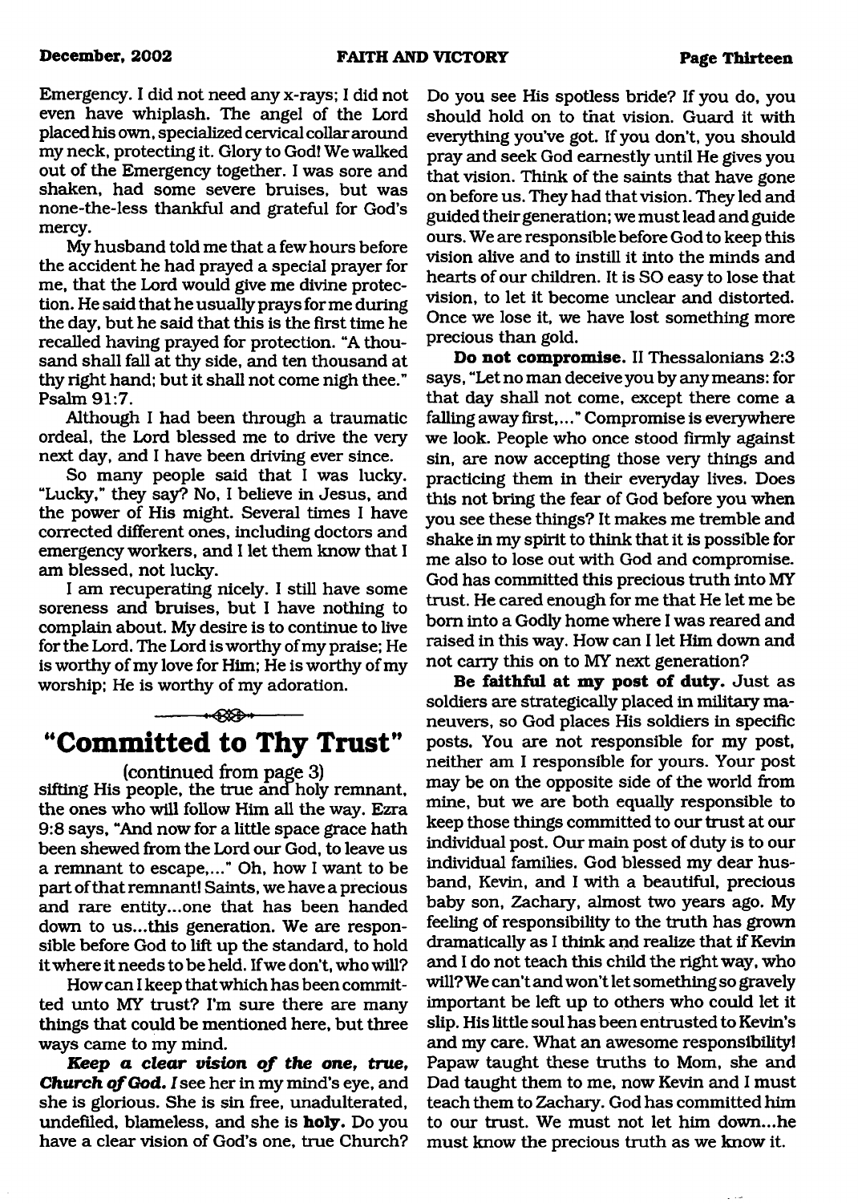Emergency. I did not need any x-rays; I did not even have whiplash. The angel of the Lord placed his own, specialized cervical collar around my neck, protecting it. Glory to God! We walked out of the Emergency together. I was sore and shaken, had some severe bruises, but was none-the-less thankful and grateful for God's mercy.

My husband told me that a few hours before the accident he had prayed a special prayer for me, that the Lord would give me divine protection. He said that he usually prays for me during the day, but he said that this is the first time he recalled having prayed for protection. "A thousand shall fall at thy side, and ten thousand at thy right hand; but it shall not come nigh thee." Psalm 91:7.

Although I had been through a traumatic ordeal, the Lord blessed me to drive the very next day, and I have been driving ever since.

So many people said that I was lucky. "Lucky," they say? No, I believe in Jesus, and the power of His might. Several times I have corrected different ones, including doctors and emergency workers, and I let them know that I am blessed, not lucky.

I am recuperating nicely. I still have some soreness and bruises, but I have nothing to complain about. My desire is to continue to live for the Lord. The Lord is worthy of my praise; He is worthy of my love for Him; He is worthy of my worship; He is worthy of my adoration.

## "Committed to Thy Trust"

(continued from page 3)

sifting His people, the true and holy remnant, the ones who will follow Him all the way. Ezra 9:8 says, "And now for a little space grace hath been shewed from the Lord our God, to leave us a remnant to escape,..." Oh, how I want to be part of that remnant! Saints, we have a precious and rare entity...one that has been handed down to us...this generation. We are responsible before God to lift up the standard, to hold it where it needs to be held. If we don't, who will?

How can I keep that which has been committed unto MY trust? I'm sure there are many things that could be mentioned here, but three ways came to my mind.

***Keep a clear vision of the one, true, Church of God.*** *I* see her in my mind's eye, and she is glorious. She is sin free, unadulterated, undefiled, blameless, and she is **holy.** Do you have a clear vision of God's one, true Church? Do you see His spotless bride? If you do, you should hold on to that vision. Guard it with everything you've got. If you don't, you should pray and seek God earnestly until He gives you that vision. Think of the saints that have gone on before us. They had that vision. They led and guided their generation; we must lead and guide ours. We are responsible before God to keep this vision alive and to instill it into the minds and hearts of our children. It is SO easy to lose that vision, to let it become unclear and distorted. Once we lose it, we have lost something more precious than gold.

**Do not compromise.** II Thessalonians 2:3 says, "Let no man deceive you by any means: for that day shall not come, except there come a falling away first,..." Compromise is everywhere we look. People who once stood firmly against sin, are now accepting those very things and practicing them in their everyday lives. Does this not bring the fear of God before you when you see these things? It makes me tremble and shake in my spirit to think that it is possible for me also to lose out with God and compromise. God has committed this precious truth into MY trust. He cared enough for me that He let me be born into a Godly home where I was reared and raised in this way. How can I let Him down and not carry this on to MY next generation?

**Be faithful at my post of duty.** Just as soldiers are strategically placed in military maneuvers, so God places His soldiers in specific posts. You are not responsible for my post, neither am I responsible for yours. Your post may be on the opposite side of the world from mine, but we are both equally responsible to keep those things committed to our trust at our individual post. Our main post of duty is to our individual families. God blessed my dear husband, Kevin, and I with a beautiful, precious baby son, Zachary, almost two years ago. My feeling of responsibility to the truth has grown dramatically as I think and realize that if Kevin and I do not teach this child the right way, who will? We can't and won't let something so gravely important be left up to others who could let it slip. His little soul has been entrusted to Kevin's and my care. What an awesome responsibility! Papaw taught these truths to Mom, she and Dad taught them to me, now Kevin and I must teach them to Zachary. God has committed him to our trust. We must not let him down...he must know the precious truth as we know it.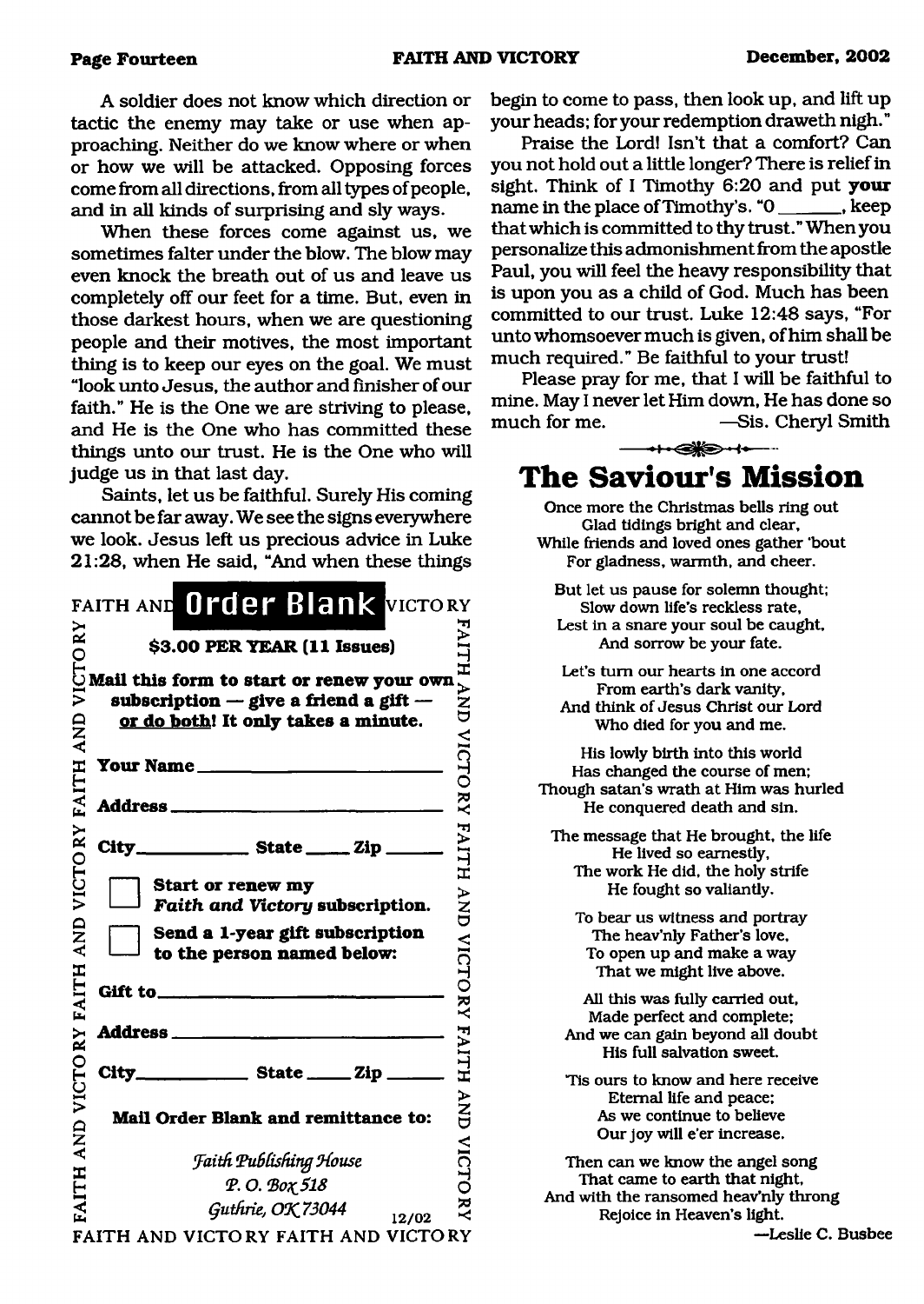A soldier does not know which direction or tactic the enemy may take or use when approaching. Neither do we know where or when or how we will be attacked. Opposing forces come from all directions, from all types of people, and in all kinds of surprising and sly ways.

When these forces come against us, we sometimes falter under the blow. The blow may even knock the breath out of us and leave us completely off our feet for a time. But, even in those darkest hours, when we are questioning people and their motives, the most important thing is to keep our eyes on the goal. We must "look unto Jesus, the author and finisher of our faith." He is the One we are striving to please, and He is the One who has committed these things unto our trust. He is the One who will judge us in that last day.

Saints, let us be faithful. Surely His coming cannot be far away. We see the signs everywhere we look. Jesus left us precious advice in Luke 21:28, when He said, "And when these things begin to come to pass, then look up, and lift up your heads; for your redemption draweth nigh."

Praise the Lord! Isn't that a comfort? Can you not hold out a little longer? There is relief in sight. Think of I Timothy 6:20 and put **your** name in the place of Timothy's. "O \_\_\_\_\_\_, keep that which is committed to thy trust." When you personalize this admonishment from the apostle Paul, you will feel the heavy responsibility that is upon you as a child of God. Much has been committed to our trust. Luke 12:48 says, "For unto whomsoever much is given, of him shall be much required." Be faithful to your trust!

Please pray for me, that I will be faithful to mine. May I never let Him down, He has done so much for me. —Sis. Cheryl Smith

## Order Blank

**$3.00 PER YEAR (11 Issues)**

**Mail this form to start or renew your own subscription — give a friend a gift — or do both! It only takes a minute.**

**Your Name** \_\_\_\_\_\_\_\_\_\_\_\_\_\_\_\_\_\_\_\_

**Address** \_\_\_\_\_\_\_\_\_\_\_\_\_\_\_\_\_\_\_\_

**City** \_\_\_\_\_\_\_\_ **State** \_\_\_\_ **Zip** \_\_\_\_

☐ **Start or renew my *Faith and Victory* subscription.**

☐ **Send a 1-year gift subscription to the person named below:**

**Gift to** \_\_\_\_\_\_\_\_\_\_\_\_\_\_\_\_\_\_\_\_

**Address** \_\_\_\_\_\_\_\_\_\_\_\_\_\_\_\_\_\_\_\_

**City** \_\_\_\_\_\_\_\_ **State** \_\_\_\_ **Zip** \_\_\_\_

**Mail Order Blank and remittance to:**

*Faith Publishing House*
*P. O. Box 518*
*Guthrie, OK 73044*

12/02

## The Saviour's Mission

Once more the Christmas bells ring out
Glad tidings bright and clear,
While friends and loved ones gather 'bout
For gladness, warmth, and cheer.

But let us pause for solemn thought;
Slow down life's reckless rate,
Lest in a snare your soul be caught,
And sorrow be your fate.

Let's turn our hearts in one accord
From earth's dark vanity,
And think of Jesus Christ our Lord
Who died for you and me.

His lowly birth into this world
Has changed the course of men;
Though satan's wrath at Him was hurled
He conquered death and sin.

The message that He brought, the life
He lived so earnestly,
The work He did, the holy strife
He fought so valiantly.

To bear us witness and portray
The heav'nly Father's love,
To open up and make a way
That we might live above.

All this was fully carried out,
Made perfect and complete;
And we can gain beyond all doubt
His full salvation sweet.

'Tis ours to know and here receive
Eternal life and peace;
As we continue to believe
Our joy will e'er increase.

Then can we know the angel song
That came to earth that night,
And with the ransomed heav'nly throng
Rejoice in Heaven's light.

—Leslie C. Busbee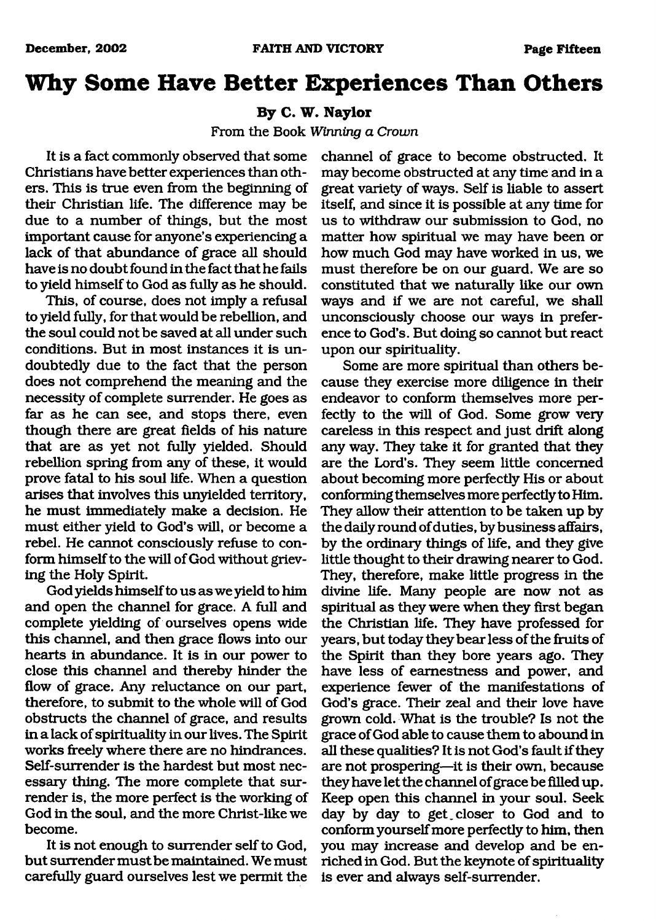# Why Some Have Better Experiences Than Others

**By C. W. Naylor**

From the Book *Winning a Crown*

It is a fact commonly observed that some Christians have better experiences than others. This is true even from the beginning of their Christian life. The difference may be due to a number of things, but the most important cause for anyone's experiencing a lack of that abundance of grace all should have is no doubt found in the fact that he fails to yield himself to God as fully as he should.

This, of course, does not imply a refusal to yield fully, for that would be rebellion, and the soul could not be saved at all under such conditions. But in most instances it is undoubtedly due to the fact that the person does not comprehend the meaning and the necessity of complete surrender. He goes as far as he can see, and stops there, even though there are great fields of his nature that are as yet not fully yielded. Should rebellion spring from any of these, it would prove fatal to his soul life. When a question arises that involves this unyielded territory, he must immediately make a decision. He must either yield to God's will, or become a rebel. He cannot consciously refuse to conform himself to the will of God without grieving the Holy Spirit.

God yields himself to us as we yield to him and open the channel for grace. A full and complete yielding of ourselves opens wide this channel, and then grace flows into our hearts in abundance. It is in our power to close this channel and thereby hinder the flow of grace. Any reluctance on our part, therefore, to submit to the whole will of God obstructs the channel of grace, and results in a lack of spirituality in our lives. The Spirit works freely where there are no hindrances. Self-surrender is the hardest but most necessary thing. The more complete that surrender is, the more perfect is the working of God in the soul, and the more Christ-like we become.

It is not enough to surrender self to God, but surrender must be maintained. We must carefully guard ourselves lest we permit the channel of grace to become obstructed. It may become obstructed at any time and in a great variety of ways. Self is liable to assert itself, and since it is possible at any time for us to withdraw our submission to God, no matter how spiritual we may have been or how much God may have worked in us, we must therefore be on our guard. We are so constituted that we naturally like our own ways and if we are not careful, we shall unconsciously choose our ways in preference to God's. But doing so cannot but react upon our spirituality.

Some are more spiritual than others because they exercise more diligence in their endeavor to conform themselves more perfectly to the will of God. Some grow very careless in this respect and just drift along any way. They take it for granted that they are the Lord's. They seem little concerned about becoming more perfectly His or about conforming themselves more perfectly to Him. They allow their attention to be taken up by the daily round of duties, by business affairs, by the ordinary things of life, and they give little thought to their drawing nearer to God. They, therefore, make little progress in the divine life. Many people are now not as spiritual as they were when they first began the Christian life. They have professed for years, but today they bear less of the fruits of the Spirit than they bore years ago. They have less of earnestness and power, and experience fewer of the manifestations of God's grace. Their zeal and their love have grown cold. What is the trouble? Is not the grace of God able to cause them to abound in all these qualities? It is not God's fault if they are not prospering—it is their own, because they have let the channel of grace be filled up. Keep open this channel in your soul. Seek day by day to get closer to God and to conform yourself more perfectly to him, then you may increase and develop and be enriched in God. But the keynote of spirituality is ever and always self-surrender.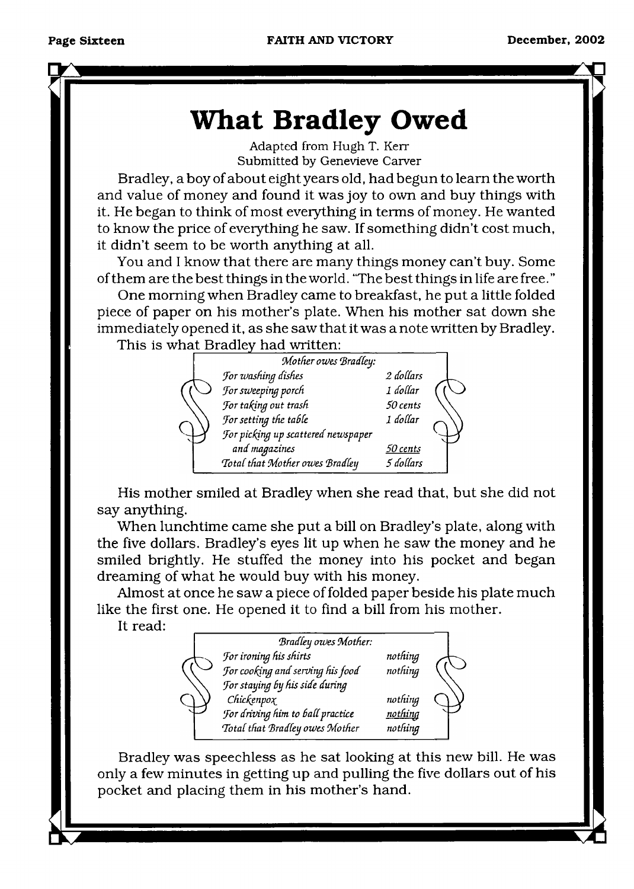# What Bradley Owed

Adapted from Hugh T. Kerr
Submitted by Genevieve Carver

Bradley, a boy of about eight years old, had begun to learn the worth and value of money and found it was joy to own and buy things with it. He began to think of most everything in terms of money. He wanted to know the price of everything he saw. If something didn't cost much, it didn't seem to be worth anything at all.

You and I know that there are many things money can't buy. Some of them are the best things in the world. "The best things in life are free."

One morning when Bradley came to breakfast, he put a little folded piece of paper on his mother's plate. When his mother sat down she immediately opened it, as she saw that it was a note written by Bradley.

This is what Bradley had written:

| *Mother owes Bradley:* | |
|---|---|
| *For washing dishes* | *2 dollars* |
| *For sweeping porch* | *1 dollar* |
| *For taking out trash* | *50 cents* |
| *For setting the table* | *1 dollar* |
| *For picking up scattered newspaper and magazines* | *50 cents* |
| *Total that Mother owes Bradley* | *5 dollars* |

His mother smiled at Bradley when she read that, but she did not say anything.

When lunchtime came she put a bill on Bradley's plate, along with the five dollars. Bradley's eyes lit up when he saw the money and he smiled brightly. He stuffed the money into his pocket and began dreaming of what he would buy with his money.

Almost at once he saw a piece of folded paper beside his plate much like the first one. He opened it to find a bill from his mother.

It read:

| *Bradley owes Mother:* | |
|---|---|
| *For ironing his shirts* | *nothing* |
| *For cooking and serving his food* | *nothing* |
| *For staying by his side during Chickenpox* | *nothing* |
| *For driving him to ball practice* | *nothing* |
| *Total that Bradley owes Mother* | *nothing* |

Bradley was speechless as he sat looking at this new bill. He was only a few minutes in getting up and pulling the five dollars out of his pocket and placing them in his mother's hand.